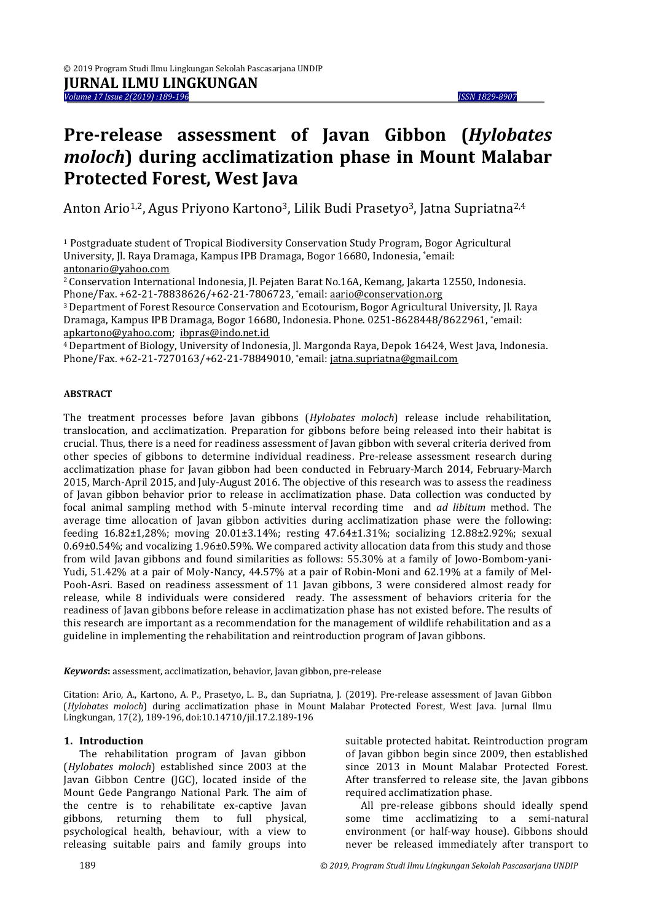# Pre-release assessment of Javan Gibbon (*Hylobates moloch*) during acclimatization phase in Mount Malabar Protected Forest, West Java

Anton Ario[1,2], Agus Priyono Kartono[3], Lilik Budi Prasetyo[3], Jatna Supriatna[2,4]

[1] Postgraduate student of Tropical Biodiversity Conservation Study Program, Bogor Agricultural University, Jl. Raya Dramaga, Kampus IPB Dramaga, Bogor 16680, Indonesia, *email: antonario@yahoo.com

[2] Conservation International Indonesia, Jl. Pejaten Barat No.16A, Kemang, Jakarta 12550, Indonesia. Phone/Fax. +62-21-78838626/+62-21-7806723, *email: aario@conservation.org

[3] Department of Forest Resource Conservation and Ecotourism, Bogor Agricultural University, Jl. Raya Dramaga, Kampus IPB Dramaga, Bogor 16680, Indonesia. Phone. 0251-8628448/8622961, *email: apkartono@yahoo.com; ibpras@indo.net.id

[4] Department of Biology, University of Indonesia, Jl. Margonda Raya, Depok 16424, West Java, Indonesia. Phone/Fax. +62-21-7270163/+62-21-78849010, *email: jatna.supriatna@gmail.com

**ABSTRACT**

The treatment processes before Javan gibbons (*Hylobates moloch*) release include rehabilitation, translocation, and acclimatization. Preparation for gibbons before being released into their habitat is crucial. Thus, there is a need for readiness assessment of Javan gibbon with several criteria derived from other species of gibbons to determine individual readiness. Pre-release assessment research during acclimatization phase for Javan gibbon had been conducted in February-March 2014, February-March 2015, March-April 2015, and July-August 2016. The objective of this research was to assess the readiness of Javan gibbon behavior prior to release in acclimatization phase. Data collection was conducted by focal animal sampling method with 5-minute interval recording time and *ad libitum* method. The average time allocation of Javan gibbon activities during acclimatization phase were the following: feeding 16.82±1,28%; moving 20.01±3.14%; resting 47.64±1.31%; socializing 12.88±2.92%; sexual 0.69±0.54%; and vocalizing 1.96±0.59%. We compared activity allocation data from this study and those from wild Javan gibbons and found similarities as follows: 55.30% at a family of Jowo-Bombom-yani-Yudi, 51.42% at a pair of Moly-Nancy, 44.57% at a pair of Robin-Moni and 62.19% at a family of Mel-Pooh-Asri. Based on readiness assessment of 11 Javan gibbons, 3 were considered almost ready for release, while 8 individuals were considered ready. The assessment of behaviors criteria for the readiness of Javan gibbons before release in acclimatization phase has not existed before. The results of this research are important as a recommendation for the management of wildlife rehabilitation and as a guideline in implementing the rehabilitation and reintroduction program of Javan gibbons.

***Keywords*:** assessment, acclimatization, behavior, Javan gibbon, pre-release

Citation: Ario, A., Kartono, A. P., Prasetyo, L. B., dan Supriatna, J. (2019). Pre-release assessment of Javan Gibbon (*Hylobates moloch*) during acclimatization phase in Mount Malabar Protected Forest, West Java. Jurnal Ilmu Lingkungan, 17(2), 189-196, doi:10.14710/jil.17.2.189-196

## 1. Introduction

The rehabilitation program of Javan gibbon (*Hylobates moloch*) established since 2003 at the Javan Gibbon Centre (JGC), located inside of the Mount Gede Pangrango National Park. The aim of the centre is to rehabilitate ex-captive Javan gibbons, returning them to full physical, psychological health, behaviour, with a view to releasing suitable pairs and family groups into suitable protected habitat. Reintroduction program of Javan gibbon begin since 2009, then established since 2013 in Mount Malabar Protected Forest. After transferred to release site, the Javan gibbons required acclimatization phase.

All pre-release gibbons should ideally spend some time acclimatizing to a semi-natural environment (or half-way house). Gibbons should never be released immediately after transport to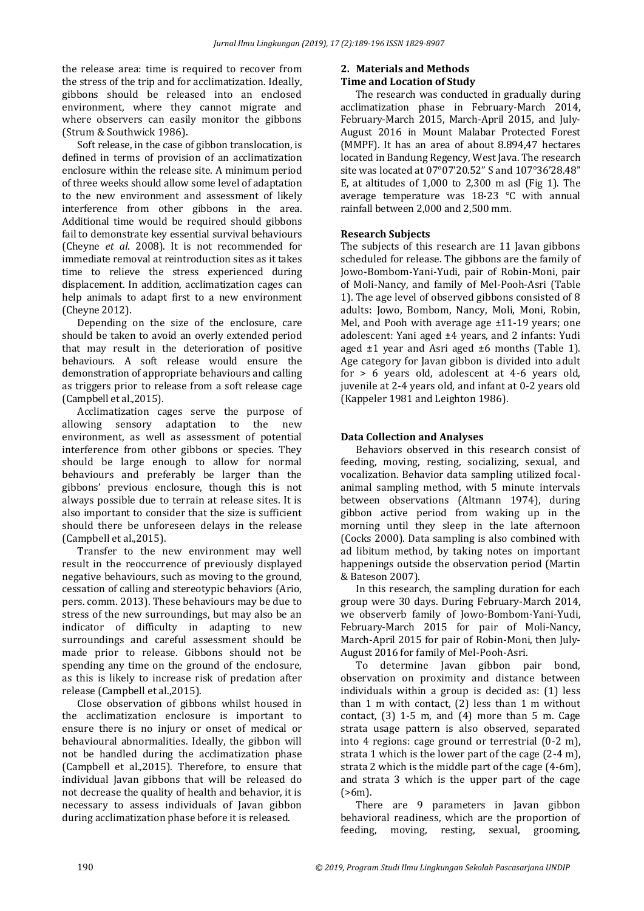the release area: time is required to recover from the stress of the trip and for acclimatization. Ideally, gibbons should be released into an enclosed environment, where they cannot migrate and where observers can easily monitor the gibbons (Strum & Southwick 1986).

Soft release, in the case of gibbon translocation, is defined in terms of provision of an acclimatization enclosure within the release site. A minimum period of three weeks should allow some level of adaptation to the new environment and assessment of likely interference from other gibbons in the area. Additional time would be required should gibbons fail to demonstrate key essential survival behaviours (Cheyne *et al*. 2008). It is not recommended for immediate removal at reintroduction sites as it takes time to relieve the stress experienced during displacement. In addition, acclimatization cages can help animals to adapt first to a new environment (Cheyne 2012).

Depending on the size of the enclosure, care should be taken to avoid an overly extended period that may result in the deterioration of positive behaviours. A soft release would ensure the demonstration of appropriate behaviours and calling as triggers prior to release from a soft release cage (Campbell et al.,2015).

Acclimatization cages serve the purpose of allowing sensory adaptation to the new environment, as well as assessment of potential interference from other gibbons or species. They should be large enough to allow for normal behaviours and preferably be larger than the gibbons' previous enclosure, though this is not always possible due to terrain at release sites. It is also important to consider that the size is sufficient should there be unforeseen delays in the release (Campbell et al.,2015).

Transfer to the new environment may well result in the reoccurrence of previously displayed negative behaviours, such as moving to the ground, cessation of calling and stereotypic behaviors (Ario, pers. comm. 2013). These behaviours may be due to stress of the new surroundings, but may also be an indicator of difficulty in adapting to new surroundings and careful assessment should be made prior to release. Gibbons should not be spending any time on the ground of the enclosure, as this is likely to increase risk of predation after release (Campbell et al.,2015).

Close observation of gibbons whilst housed in the acclimatization enclosure is important to ensure there is no injury or onset of medical or behavioural abnormalities. Ideally, the gibbon will not be handled during the acclimatization phase (Campbell et al.,2015). Therefore, to ensure that individual Javan gibbons that will be released do not decrease the quality of health and behavior, it is necessary to assess individuals of Javan gibbon during acclimatization phase before it is released.

## 2. Materials and Methods

### Time and Location of Study

The research was conducted in gradually during acclimatization phase in February-March 2014, February-March 2015, March-April 2015, and July-August 2016 in Mount Malabar Protected Forest (MMPF). It has an area of about 8.894,47 hectares located in Bandung Regency, West Java. The research site was located at 07°07'20.52" S and 107°36'28.48" E, at altitudes of 1,000 to 2,300 m asl (Fig 1). The average temperature was 18-23 °C with annual rainfall between 2,000 and 2,500 mm.

### Research Subjects

The subjects of this research are 11 Javan gibbons scheduled for release. The gibbons are the family of Jowo-Bombom-Yani-Yudi, pair of Robin-Moni, pair of Moli-Nancy, and family of Mel-Pooh-Asri (Table 1). The age level of observed gibbons consisted of 8 adults: Jowo, Bombom, Nancy, Moli, Moni, Robin, Mel, and Pooh with average age ±11-19 years; one adolescent: Yani aged ±4 years, and 2 infants: Yudi aged ±1 year and Asri aged ±6 months (Table 1). Age category for Javan gibbon is divided into adult for > 6 years old, adolescent at 4-6 years old, juvenile at 2-4 years old, and infant at 0-2 years old (Kappeler 1981 and Leighton 1986).

### Data Collection and Analyses

Behaviors observed in this research consist of feeding, moving, resting, socializing, sexual, and vocalization. Behavior data sampling utilized focal-animal sampling method, with 5 minute intervals between observations (Altmann 1974), during gibbon active period from waking up in the morning until they sleep in the late afternoon (Cocks 2000). Data sampling is also combined with ad libitum method, by taking notes on important happenings outside the observation period (Martin & Bateson 2007).

In this research, the sampling duration for each group were 30 days. During February-March 2014, we observerb family of Jowo-Bombom-Yani-Yudi, February-March 2015 for pair of Moli-Nancy, March-April 2015 for pair of Robin-Moni, then July-August 2016 for family of Mel-Pooh-Asri.

To determine Javan gibbon pair bond, observation on proximity and distance between individuals within a group is decided as: (1) less than 1 m with contact, (2) less than 1 m without contact, (3) 1-5 m, and (4) more than 5 m. Cage strata usage pattern is also observed, separated into 4 regions: cage ground or terrestrial (0-2 m), strata 1 which is the lower part of the cage (2-4 m), strata 2 which is the middle part of the cage (4-6m), and strata 3 which is the upper part of the cage (>6m).

There are 9 parameters in Javan gibbon behavioral readiness, which are the proportion of feeding, moving, resting, sexual, grooming,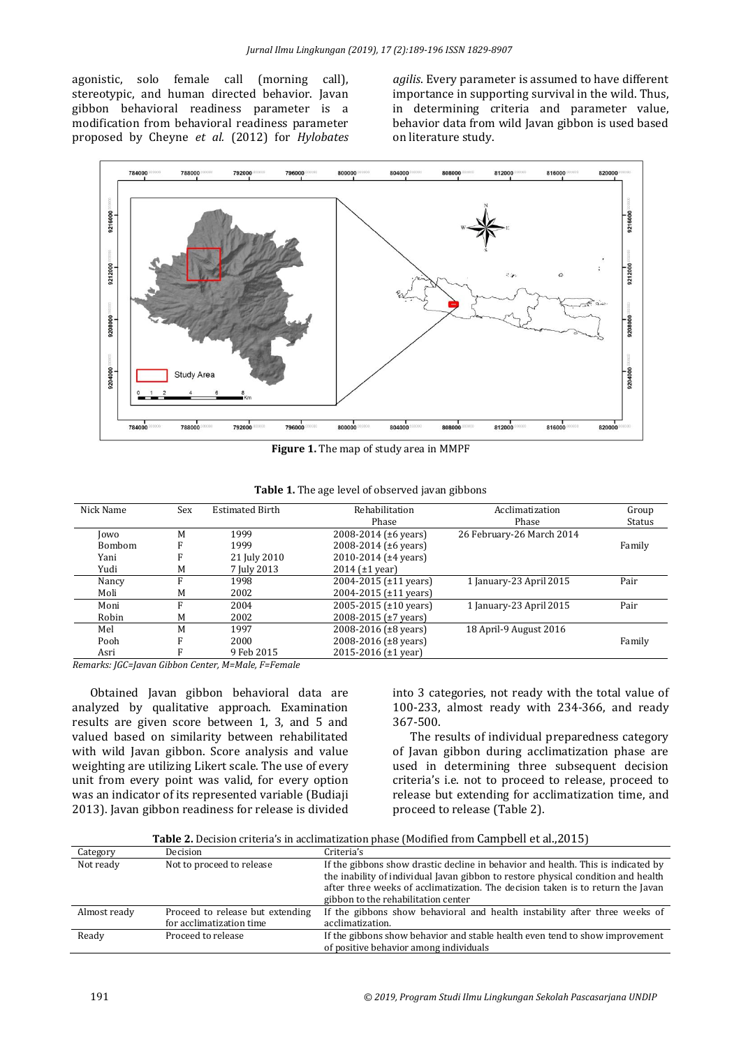agonistic, solo female call (morning call), stereotypic, and human directed behavior. Javan gibbon behavioral readiness parameter is a modification from behavioral readiness parameter proposed by Cheyne *et al.* (2012) for *Hylobates agilis*. Every parameter is assumed to have different importance in supporting survival in the wild. Thus, in determining criteria and parameter value, behavior data from wild Javan gibbon is used based on literature study.

**Figure 1.** The map of study area in MMPF

**Table 1.** The age level of observed javan gibbons

| Nick Name | Sex | Estimated Birth | Rehabilitation Phase | Acclimatization Phase | Group Status |
|---|---|---|---|---|---|
| Jowo | M | 1999 | 2008-2014 (±6 years) | 26 February-26 March 2014 | |
| Bombom | F | 1999 | 2008-2014 (±6 years) | | Family |
| Yani | F | 21 July 2010 | 2010-2014 (±4 years) | | |
| Yudi | M | 7 July 2013 | 2014 (±1 year) | | |
| Nancy | F | 1998 | 2004-2015 (±11 years) | 1 January-23 April 2015 | Pair |
| Moli | M | 2002 | 2004-2015 (±11 years) | | |
| Moni | F | 2004 | 2005-2015 (±10 years) | 1 January-23 April 2015 | Pair |
| Robin | M | 2002 | 2008-2015 (±7 years) | | |
| Mel | M | 1997 | 2008-2016 (±8 years) | 18 April-9 August 2016 | |
| Pooh | F | 2000 | 2008-2016 (±8 years) | | Family |
| Asri | F | 9 Feb 2015 | 2015-2016 (±1 year) | | |

*Remarks: JGC=Javan Gibbon Center, M=Male, F=Female*

Obtained Javan gibbon behavioral data are analyzed by qualitative approach. Examination results are given score between 1, 3, and 5 and valued based on similarity between rehabilitated with wild Javan gibbon. Score analysis and value weighting are utilizing Likert scale. The use of every unit from every point was valid, for every option was an indicator of its represented variable (Budiaji 2013). Javan gibbon readiness for release is divided into 3 categories, not ready with the total value of 100-233, almost ready with 234-366, and ready 367-500.

The results of individual preparedness category of Javan gibbon during acclimatization phase are used in determining three subsequent decision criteria's i.e. not to proceed to release, proceed to release but extending for acclimatization time, and proceed to release (Table 2).

**Table 2.** Decision criteria's in acclimatization phase (Modified from Campbell et al.,2015)

| Category | Decision | Criteria's |
|---|---|---|
| Not ready | Not to proceed to release | If the gibbons show drastic decline in behavior and health. This is indicated by the inability of individual Javan gibbon to restore physical condition and health after three weeks of acclimatization. The decision taken is to return the Javan gibbon to the rehabilitation center |
| Almost ready | Proceed to release but extending for acclimatization time | If the gibbons show behavioral and health instability after three weeks of acclimatization. |
| Ready | Proceed to release | If the gibbons show behavior and stable health even tend to show improvement of positive behavior among individuals |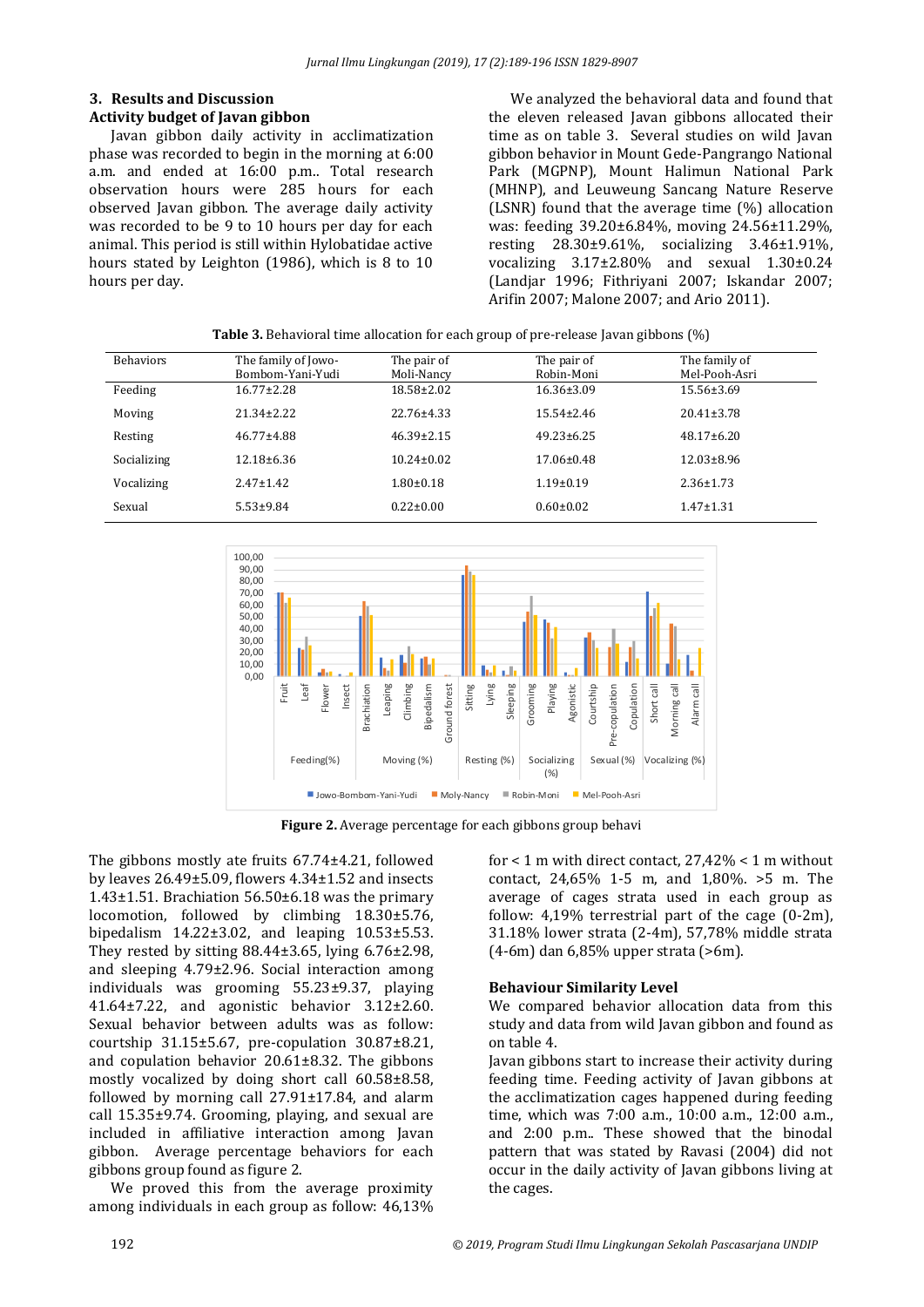## 3. Results and Discussion

### Activity budget of Javan gibbon

Javan gibbon daily activity in acclimatization phase was recorded to begin in the morning at 6:00 a.m. and ended at 16:00 p.m.. Total research observation hours were 285 hours for each observed Javan gibbon. The average daily activity was recorded to be 9 to 10 hours per day for each animal. This period is still within Hylobatidae active hours stated by Leighton (1986), which is 8 to 10 hours per day.

We analyzed the behavioral data and found that the eleven released Javan gibbons allocated their time as on table 3. Several studies on wild Javan gibbon behavior in Mount Gede-Pangrango National Park (MGPNP), Mount Halimun National Park (MHNP), and Leuweung Sancang Nature Reserve (LSNR) found that the average time (%) allocation was: feeding 39.20±6.84%, moving 24.56±11.29%, resting 28.30±9.61%, socializing 3.46±1.91%, vocalizing 3.17±2.80% and sexual 1.30±0.24 (Landjar 1996; Fithriyani 2007; Iskandar 2007; Arifin 2007; Malone 2007; and Ario 2011).

**Table 3.** Behavioral time allocation for each group of pre-release Javan gibbons (%)

| Behaviors | The family of Jowo-Bombom-Yani-Yudi | The pair of Moli-Nancy | The pair of Robin-Moni | The family of Mel-Pooh-Asri |
|---|---|---|---|---|
| Feeding | 16.77±2.28 | 18.58±2.02 | 16.36±3.09 | 15.56±3.69 |
| Moving | 21.34±2.22 | 22.76±4.33 | 15.54±2.46 | 20.41±3.78 |
| Resting | 46.77±4.88 | 46.39±2.15 | 49.23±6.25 | 48.17±6.20 |
| Socializing | 12.18±6.36 | 10.24±0.02 | 17.06±0.48 | 12.03±8.96 |
| Vocalizing | 2.47±1.42 | 1.80±0.18 | 1.19±0.19 | 2.36±1.73 |
| Sexual | 5.53±9.84 | 0.22±0.00 | 0.60±0.02 | 1.47±1.31 |

**Figure 2.** Average percentage for each gibbons group behavi

The gibbons mostly ate fruits 67.74±4.21, followed by leaves 26.49±5.09, flowers 4.34±1.52 and insects 1.43±1.51. Brachiation 56.50±6.18 was the primary locomotion, followed by climbing 18.30±5.76, bipedalism 14.22±3.02, and leaping 10.53±5.53. They rested by sitting 88.44±3.65, lying 6.76±2.98, and sleeping 4.79±2.96. Social interaction among individuals was grooming 55.23±9.37, playing 41.64±7.22, and agonistic behavior 3.12±2.60. Sexual behavior between adults was as follow: courtship 31.15±5.67, pre-copulation 30.87±8.21, and copulation behavior 20.61±8.32. The gibbons mostly vocalized by doing short call 60.58±8.58, followed by morning call 27.91±17.84, and alarm call 15.35±9.74. Grooming, playing, and sexual are included in affiliative interaction among Javan gibbon. Average percentage behaviors for each gibbons group found as figure 2.

We proved this from the average proximity among individuals in each group as follow: 46,13% for < 1 m with direct contact, 27,42% < 1 m without contact, 24,65% 1-5 m, and 1,80%. >5 m. The average of cages strata used in each group as follow: 4,19% terrestrial part of the cage (0-2m), 31.18% lower strata (2-4m), 57,78% middle strata (4-6m) dan 6,85% upper strata (>6m).

### Behaviour Similarity Level

We compared behavior allocation data from this study and data from wild Javan gibbon and found as on table 4.

Javan gibbons start to increase their activity during feeding time. Feeding activity of Javan gibbons at the acclimatization cages happened during feeding time, which was 7:00 a.m., 10:00 a.m., 12:00 a.m., and 2:00 p.m.. These showed that the binodal pattern that was stated by Ravasi (2004) did not occur in the daily activity of Javan gibbons living at the cages.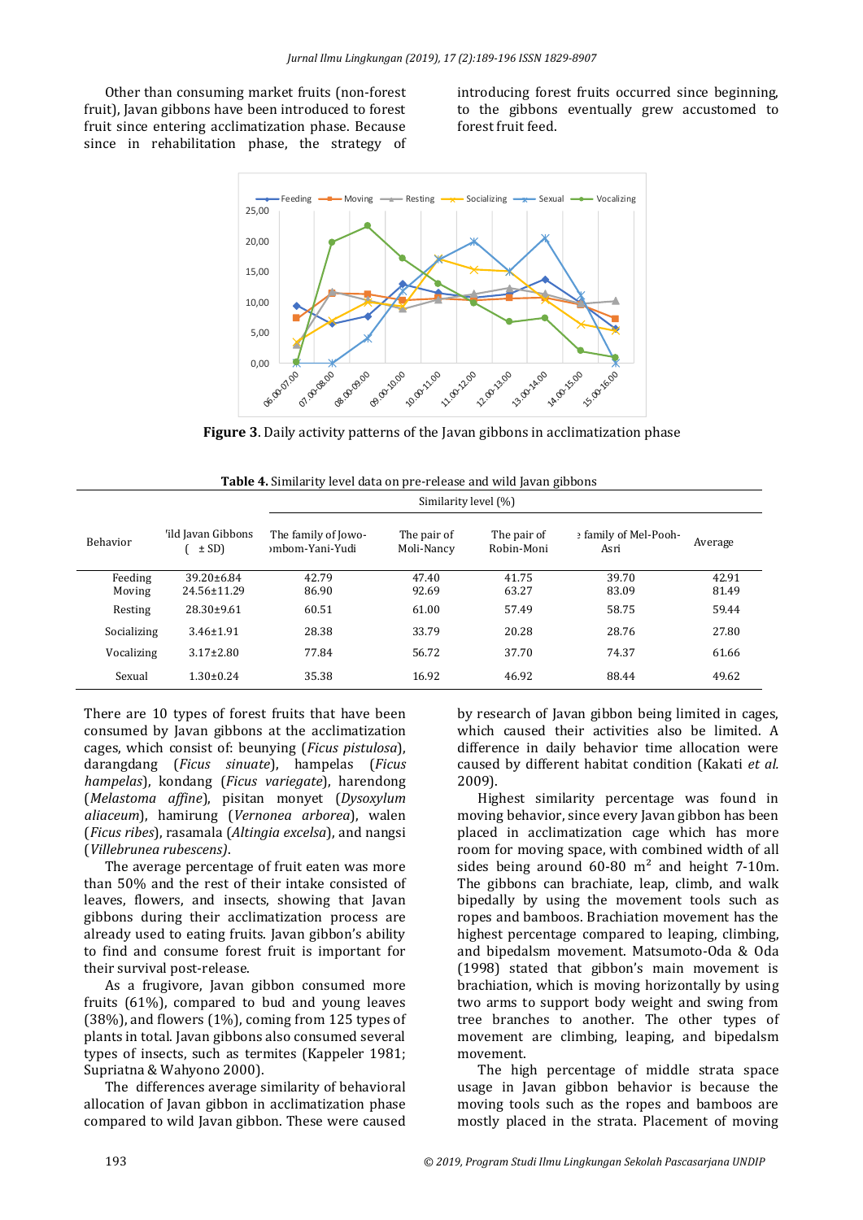Other than consuming market fruits (non-forest fruit), Javan gibbons have been introduced to forest fruit since entering acclimatization phase. Because since in rehabilitation phase, the strategy of introducing forest fruits occurred since beginning, to the gibbons eventually grew accustomed to forest fruit feed.

**Figure 3**. Daily activity patterns of the Javan gibbons in acclimatization phase

**Table 4.** Similarity level data on pre-release and wild Javan gibbons

| Behavior | Wild Javan Gibbons ( ± SD) | Similarity level (%) | | | | |
|---|---|---|---|---|---|---|
| | | The family of Jowo-Jombom-Yani-Yudi | The pair of Moli-Nancy | The pair of Robin-Moni | The family of Mel-Pooh-Asri | Average |
| Feeding | 39.20±6.84 | 42.79 | 47.40 | 41.75 | 39.70 | 42.91 |
| Moving | 24.56±11.29 | 86.90 | 92.69 | 63.27 | 83.09 | 81.49 |
| Resting | 28.30±9.61 | 60.51 | 61.00 | 57.49 | 58.75 | 59.44 |
| Socializing | 3.46±1.91 | 28.38 | 33.79 | 20.28 | 28.76 | 27.80 |
| Vocalizing | 3.17±2.80 | 77.84 | 56.72 | 37.70 | 74.37 | 61.66 |
| Sexual | 1.30±0.24 | 35.38 | 16.92 | 46.92 | 88.44 | 49.62 |

There are 10 types of forest fruits that have been consumed by Javan gibbons at the acclimatization cages, which consist of: beunying (*Ficus pistulosa*), darangdang (*Ficus sinuate*), hampelas (*Ficus hampelas*), kondang (*Ficus variegate*), harendong (*Melastoma affine*), pisitan monyet (*Dysoxylum aliaceum*), hamirung (*Vernonea arborea*), walen (*Ficus ribes*), rasamala (*Altingia excelsa*), and nangsi (*Villebrunea rubescens)*.

The average percentage of fruit eaten was more than 50% and the rest of their intake consisted of leaves, flowers, and insects, showing that Javan gibbons during their acclimatization process are already used to eating fruits. Javan gibbon's ability to find and consume forest fruit is important for their survival post-release.

As a frugivore, Javan gibbon consumed more fruits (61%), compared to bud and young leaves (38%), and flowers (1%), coming from 125 types of plants in total. Javan gibbons also consumed several types of insects, such as termites (Kappeler 1981; Supriatna & Wahyono 2000).

The differences average similarity of behavioral allocation of Javan gibbon in acclimatization phase compared to wild Javan gibbon. These were caused by research of Javan gibbon being limited in cages, which caused their activities also be limited. A difference in daily behavior time allocation were caused by different habitat condition (Kakati *et al.* 2009).

Highest similarity percentage was found in moving behavior, since every Javan gibbon has been placed in acclimatization cage which has more room for moving space, with combined width of all sides being around 60-80 $m^2$ and height 7-10m. The gibbons can brachiate, leap, climb, and walk bipedally by using the movement tools such as ropes and bamboos. Brachiation movement has the highest percentage compared to leaping, climbing, and bipedalsm movement. Matsumoto-Oda & Oda (1998) stated that gibbon's main movement is brachiation, which is moving horizontally by using two arms to support body weight and swing from tree branches to another. The other types of movement are climbing, leaping, and bipedalsm movement.

The high percentage of middle strata space usage in Javan gibbon behavior is because the moving tools such as the ropes and bamboos are mostly placed in the strata. Placement of moving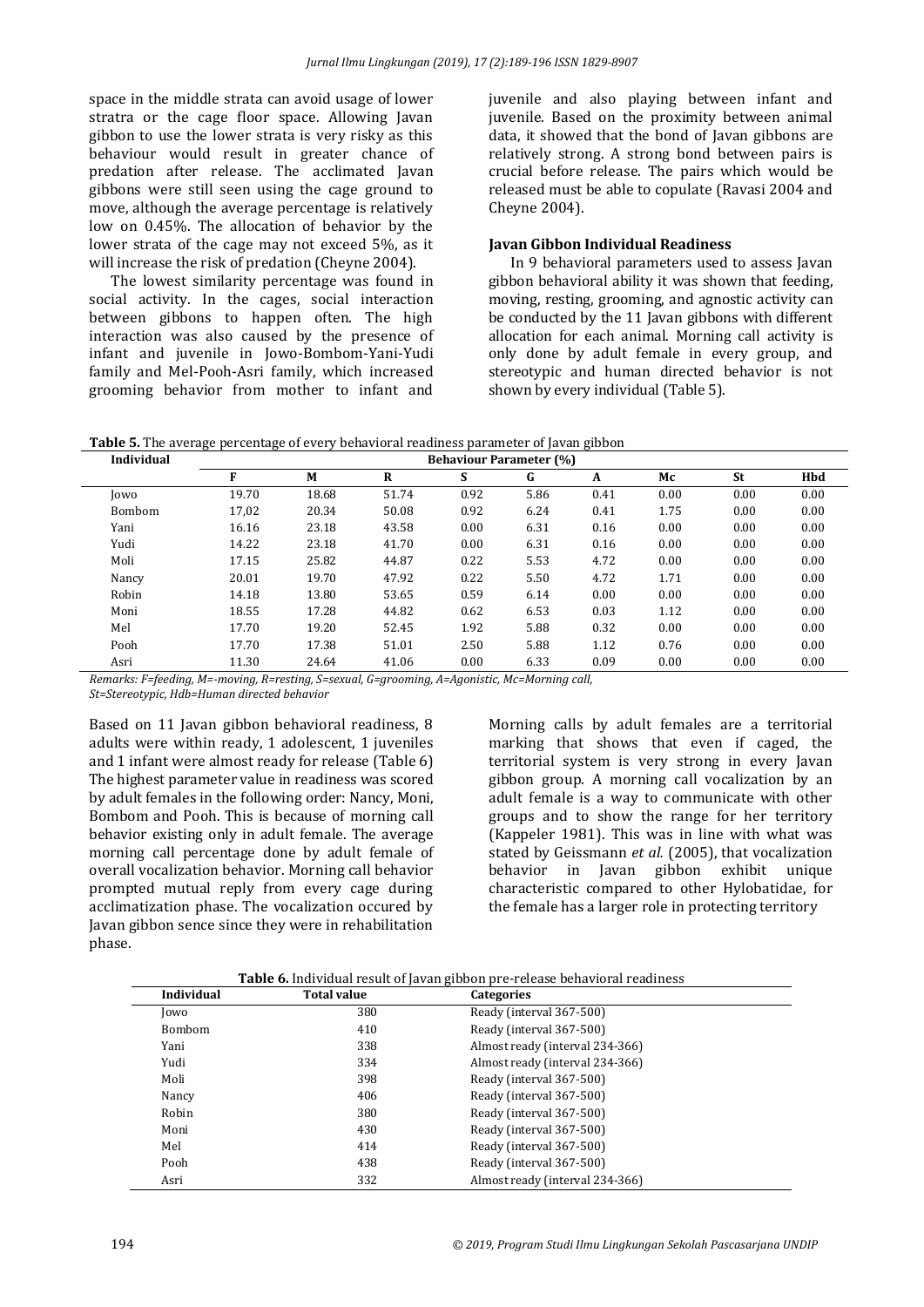space in the middle strata can avoid usage of lower stratra or the cage floor space. Allowing Javan gibbon to use the lower strata is very risky as this behaviour would result in greater chance of predation after release. The acclimated Javan gibbons were still seen using the cage ground to move, although the average percentage is relatively low on 0.45%. The allocation of behavior by the lower strata of the cage may not exceed 5%, as it will increase the risk of predation (Cheyne 2004).

The lowest similarity percentage was found in social activity. In the cages, social interaction between gibbons to happen often. The high interaction was also caused by the presence of infant and juvenile in Jowo-Bombom-Yani-Yudi family and Mel-Pooh-Asri family, which increased grooming behavior from mother to infant and juvenile and also playing between infant and juvenile. Based on the proximity between animal data, it showed that the bond of Javan gibbons are relatively strong. A strong bond between pairs is crucial before release. The pairs which would be released must be able to copulate (Ravasi 2004 and Cheyne 2004).

### Javan Gibbon Individual Readiness

In 9 behavioral parameters used to assess Javan gibbon behavioral ability it was shown that feeding, moving, resting, grooming, and agnostic activity can be conducted by the 11 Javan gibbons with different allocation for each animal. Morning call activity is only done by adult female in every group, and stereotypic and human directed behavior is not shown by every individual (Table 5).

**Table 5.** The average percentage of every behavioral readiness parameter of Javan gibbon

| Individual | Behaviour Parameter (%) | | | | | | | | |
|---|---|---|---|---|---|---|---|---|---|
| | F | M | R | S | G | A | Mc | St | Hbd |
| Jowo | 19.70 | 18.68 | 51.74 | 0.92 | 5.86 | 0.41 | 0.00 | 0.00 | 0.00 |
| Bombom | 17,02 | 20.34 | 50.08 | 0.92 | 6.24 | 0.41 | 1.75 | 0.00 | 0.00 |
| Yani | 16.16 | 23.18 | 43.58 | 0.00 | 6.31 | 0.16 | 0.00 | 0.00 | 0.00 |
| Yudi | 14.22 | 23.18 | 41.70 | 0.00 | 6.31 | 0.16 | 0.00 | 0.00 | 0.00 |
| Moli | 17.15 | 25.82 | 44.87 | 0.22 | 5.53 | 4.72 | 0.00 | 0.00 | 0.00 |
| Nancy | 20.01 | 19.70 | 47.92 | 0.22 | 5.50 | 4.72 | 1.71 | 0.00 | 0.00 |
| Robin | 14.18 | 13.80 | 53.65 | 0.59 | 6.14 | 0.00 | 0.00 | 0.00 | 0.00 |
| Moni | 18.55 | 17.28 | 44.82 | 0.62 | 6.53 | 0.03 | 1.12 | 0.00 | 0.00 |
| Mel | 17.70 | 19.20 | 52.45 | 1.92 | 5.88 | 0.32 | 0.00 | 0.00 | 0.00 |
| Pooh | 17.70 | 17.38 | 51.01 | 2.50 | 5.88 | 1.12 | 0.76 | 0.00 | 0.00 |
| Asri | 11.30 | 24.64 | 41.06 | 0.00 | 6.33 | 0.09 | 0.00 | 0.00 | 0.00 |

*Remarks: F=feeding, M=-moving, R=resting, S=sexual, G=grooming, A=Agonistic, Mc=Morning call, St=Stereotypic, Hdb=Human directed behavior*

Based on 11 Javan gibbon behavioral readiness, 8 adults were within ready, 1 adolescent, 1 juveniles and 1 infant were almost ready for release (Table 6) The highest parameter value in readiness was scored by adult females in the following order: Nancy, Moni, Bombom and Pooh. This is because of morning call behavior existing only in adult female. The average morning call percentage done by adult female of overall vocalization behavior. Morning call behavior prompted mutual reply from every cage during acclimatization phase. The vocalization occured by Javan gibbon sence since they were in rehabilitation phase.

Morning calls by adult females are a territorial marking that shows that even if caged, the territorial system is very strong in every Javan gibbon group. A morning call vocalization by an adult female is a way to communicate with other groups and to show the range for her territory (Kappeler 1981). This was in line with what was stated by Geissmann *et al.* (2005), that vocalization behavior in Javan gibbon exhibit unique characteristic compared to other Hylobatidae, for the female has a larger role in protecting territory

**Table 6.** Individual result of Javan gibbon pre-release behavioral readiness

| Individual | Total value | Categories |
|---|---|---|
| Jowo | 380 | Ready (interval 367-500) |
| Bombom | 410 | Ready (interval 367-500) |
| Yani | 338 | Almost ready (interval 234-366) |
| Yudi | 334 | Almost ready (interval 234-366) |
| Moli | 398 | Ready (interval 367-500) |
| Nancy | 406 | Ready (interval 367-500) |
| Robin | 380 | Ready (interval 367-500) |
| Moni | 430 | Ready (interval 367-500) |
| Mel | 414 | Ready (interval 367-500) |
| Pooh | 438 | Ready (interval 367-500) |
| Asri | 332 | Almost ready (interval 234-366) |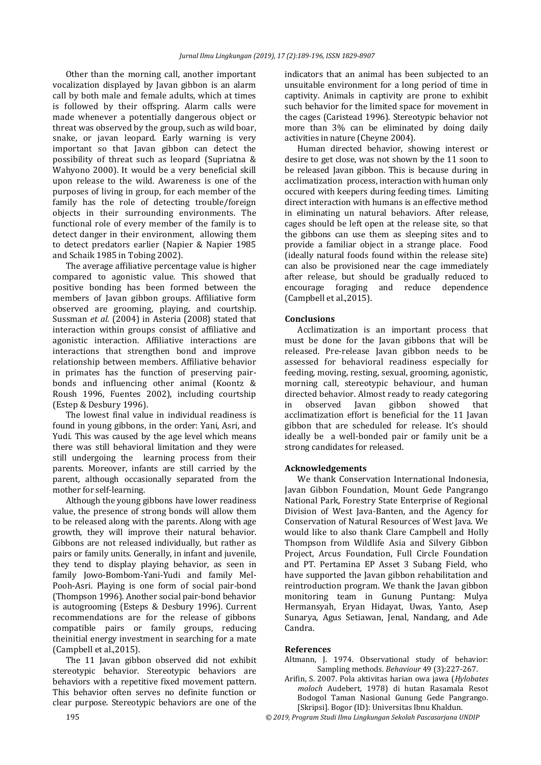Other than the morning call, another important vocalization displayed by Javan gibbon is an alarm call by both male and female adults, which at times is followed by their offspring. Alarm calls were made whenever a potentially dangerous object or threat was observed by the group, such as wild boar, snake, or javan leopard. Early warning is very important so that Javan gibbon can detect the possibility of threat such as leopard (Supriatna & Wahyono 2000). It would be a very beneficial skill upon release to the wild. Awareness is one of the purposes of living in group, for each member of the family has the role of detecting trouble/foreign objects in their surrounding environments. The functional role of every member of the family is to detect danger in their environment, allowing them to detect predators earlier (Napier & Napier 1985 and Schaik 1985 in Tobing 2002).

The average affiliative percentage value is higher compared to agonistic value. This showed that positive bonding has been formed between the members of Javan gibbon groups. Affiliative form observed are grooming, playing, and courtship. Sussman *et al.* (2004) in Asteria (2008) stated that interaction within groups consist of affiliative and agonistic interaction. Affiliative interactions are interactions that strengthen bond and improve relationship between members. Affiliative behavior in primates has the function of preserving pair-bonds and influencing other animal (Koontz & Roush 1996, Fuentes 2002), including courtship (Estep & Desbury 1996).

The lowest final value in individual readiness is found in young gibbons, in the order: Yani, Asri, and Yudi. This was caused by the age level which means there was still behavioral limitation and they were still undergoing the learning process from their parents. Moreover, infants are still carried by the parent, although occasionally separated from the mother for self-learning.

Although the young gibbons have lower readiness value, the presence of strong bonds will allow them to be released along with the parents. Along with age growth, they will improve their natural behavior. Gibbons are not released individually, but rather as pairs or family units. Generally, in infant and juvenile, they tend to display playing behavior, as seen in family Jowo-Bombom-Yani-Yudi and family Mel-Pooh-Asri. Playing is one form of social pair-bond (Thompson 1996). Another social pair-bond behavior is autogrooming (Esteps & Desbury 1996). Current recommendations are for the release of gibbons compatible pairs or family groups, reducing theinitial energy investment in searching for a mate (Campbell et al.,2015).

The 11 Javan gibbon observed did not exhibit stereotypic behavior. Stereotypic behaviors are behaviors with a repetitive fixed movement pattern. This behavior often serves no definite function or clear purpose. Stereotypic behaviors are one of the indicators that an animal has been subjected to an unsuitable environment for a long period of time in captivity. Animals in captivity are prone to exhibit such behavior for the limited space for movement in the cages (Caristead 1996). Stereotypic behavior not more than 3% can be eliminated by doing daily activities in nature (Cheyne 2004).

Human directed behavior, showing interest or desire to get close, was not shown by the 11 soon to be released Javan gibbon. This is because during in acclimatization process, interaction with human only occured with keepers during feeding times. Limiting direct interaction with humans is an effective method in eliminating un natural behaviors. After release, cages should be left open at the release site, so that the gibbons can use them as sleeping sites and to provide a familiar object in a strange place. Food (ideally natural foods found within the release site) can also be provisioned near the cage immediately after release, but should be gradually reduced to encourage foraging and reduce dependence (Campbell et al.,2015).

## Conclusions

Acclimatization is an important process that must be done for the Javan gibbons that will be released. Pre-release Javan gibbon needs to be assessed for behavioral readiness especially for feeding, moving, resting, sexual, grooming, agonistic, morning call, stereotypic behaviour, and human directed behavior. Almost ready to ready categoring in observed Javan gibbon showed that acclimatization effort is beneficial for the 11 Javan gibbon that are scheduled for release. It's should ideally be a well-bonded pair or family unit be a strong candidates for released.

## Acknowledgements

We thank Conservation International Indonesia, Javan Gibbon Foundation, Mount Gede Pangrango National Park, Forestry State Enterprise of Regional Division of West Java-Banten, and the Agency for Conservation of Natural Resources of West Java. We would like to also thank Clare Campbell and Holly Thompson from Wildlife Asia and Silvery Gibbon Project, Arcus Foundation, Full Circle Foundation and PT. Pertamina EP Asset 3 Subang Field, who have supported the Javan gibbon rehabilitation and reintroduction program. We thank the Javan gibbon monitoring team in Gunung Puntang: Mulya Hermansyah, Eryan Hidayat, Uwas, Yanto, Asep Sunarya, Agus Setiawan, Jenal, Nandang, and Ade Candra.

## References

Altmann, J. 1974. Observational study of behavior: Sampling methods. *Behaviour* 49 (3):227-267.

Arifin, S. 2007. Pola aktivitas harian owa jawa (*Hylobates moloch* Audebert, 1978) di hutan Rasamala Resot Bodogol Taman Nasional Gunung Gede Pangrango. [Skripsi]. Bogor (ID): Universitas Ibnu Khaldun.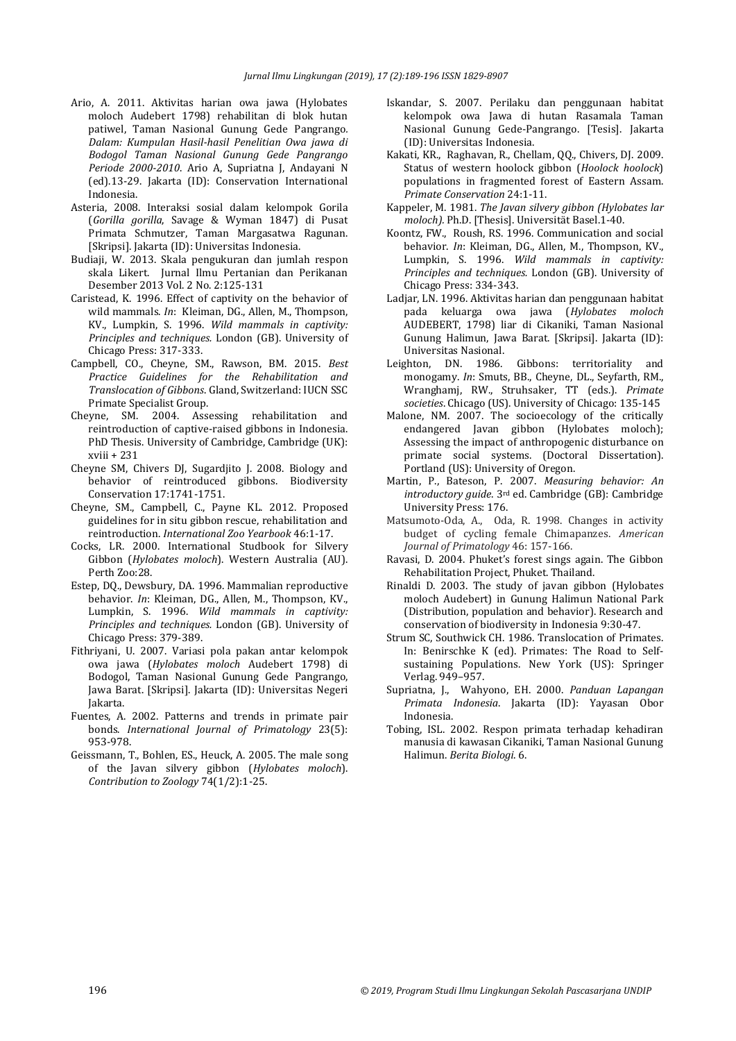Ario, A. 2011. Aktivitas harian owa jawa (Hylobates moloch Audebert 1798) rehabilitan di blok hutan patiwel, Taman Nasional Gunung Gede Pangrango. *Dalam: Kumpulan Hasil-hasil Penelitian Owa jawa di Bodogol Taman Nasional Gunung Gede Pangrango Periode 2000-2010*. Ario A, Supriatna J, Andayani N (ed).13-29. Jakarta (ID): Conservation International Indonesia.

Asteria, 2008. Interaksi sosial dalam kelompok Gorila (*Gorilla gorilla*, Savage & Wyman 1847) di Pusat Primata Schmutzer, Taman Margasatwa Ragunan. [Skripsi]. Jakarta (ID): Universitas Indonesia.

Budiaji, W. 2013. Skala pengukuran dan jumlah respon skala Likert. Jurnal Ilmu Pertanian dan Perikanan Desember 2013 Vol. 2 No. 2:125-131

Caristead, K. 1996. Effect of captivity on the behavior of wild mammals. *In*: Kleiman, DG., Allen, M., Thompson, KV., Lumpkin, S. 1996. *Wild mammals in captivity: Principles and techniques.* London (GB). University of Chicago Press: 317-333.

Campbell, CO., Cheyne, SM., Rawson, BM. 2015. *Best Practice Guidelines for the Rehabilitation and Translocation of Gibbons*. Gland, Switzerland: IUCN SSC Primate Specialist Group.

Cheyne, SM. 2004. Assessing rehabilitation and reintroduction of captive-raised gibbons in Indonesia. PhD Thesis. University of Cambridge, Cambridge (UK): xviii + 231

Cheyne SM, Chivers DJ, Sugardjito J. 2008. Biology and behavior of reintroduced gibbons. Biodiversity Conservation 17:1741-1751.

Cheyne, SM., Campbell, C., Payne KL. 2012. Proposed guidelines for in situ gibbon rescue, rehabilitation and reintroduction. *International Zoo Yearbook* 46:1-17.

Cocks, LR. 2000. International Studbook for Silvery Gibbon (*Hylobates moloch*). Western Australia (AU). Perth Zoo:28.

Estep, DQ., Dewsbury, DA. 1996. Mammalian reproductive behavior. *In*: Kleiman, DG., Allen, M., Thompson, KV., Lumpkin, S. 1996. *Wild mammals in captivity: Principles and techniques.* London (GB). University of Chicago Press: 379-389.

Fithriyani, U. 2007. Variasi pola pakan antar kelompok owa jawa (*Hylobates moloch* Audebert 1798) di Bodogol, Taman Nasional Gunung Gede Pangrango, Jawa Barat. [Skripsi]. Jakarta (ID): Universitas Negeri Jakarta.

Fuentes, A. 2002. Patterns and trends in primate pair bonds. *International Journal of Primatology* 23(5): 953-978.

Geissmann, T., Bohlen, ES., Heuck, A. 2005. The male song of the Javan silvery gibbon (*Hylobates moloch*). *Contribution to Zoology* 74(1/2):1-25.

Iskandar, S. 2007. Perilaku dan penggunaan habitat kelompok owa Jawa di hutan Rasamala Taman Nasional Gunung Gede-Pangrango. [Tesis]. Jakarta (ID): Universitas Indonesia.

Kakati, KR., Raghavan, R., Chellam, QQ., Chivers, DJ. 2009. Status of western hoolock gibbon (*Hoolock hoolock*) populations in fragmented forest of Eastern Assam. *Primate Conservation* 24:1-11.

Kappeler, M. 1981. *The Javan silvery gibbon (Hylobates lar moloch).* Ph.D. [Thesis]. Universität Basel.1-40.

Koontz, FW., Roush, RS. 1996. Communication and social behavior. *In*: Kleiman, DG., Allen, M., Thompson, KV., Lumpkin, S. 1996. *Wild mammals in captivity: Principles and techniques.* London (GB). University of Chicago Press: 334-343.

Ladjar, LN. 1996. Aktivitas harian dan penggunaan habitat pada keluarga owa jawa (*Hylobates moloch* AUDEBERT, 1798) liar di Cikaniki, Taman Nasional Gunung Halimun, Jawa Barat. [Skripsi]. Jakarta (ID): Universitas Nasional.

Leighton, DN. 1986. Gibbons: territoriality and monogamy. *In*: Smuts, BB., Cheyne, DL., Seyfarth, RM., Wranghamj, RW., Struhsaker, TT (eds.). *Primate societies*. Chicago (US). University of Chicago: 135-145

Malone, NM. 2007. The socioecology of the critically endangered Javan gibbon (Hylobates moloch); Assessing the impact of anthropogenic disturbance on primate social systems. (Doctoral Dissertation). Portland (US): University of Oregon.

Martin, P., Bateson, P. 2007. *Measuring behavior: An introductory guide*. 3rd ed. Cambridge (GB): Cambridge University Press: 176.

Matsumoto-Oda, A., Oda, R. 1998. Changes in activity budget of cycling female Chimapanzes. *American Journal of Primatology* 46: 157-166.

Ravasi, D. 2004. Phuket's forest sings again. The Gibbon Rehabilitation Project, Phuket. Thailand.

Rinaldi D. 2003. The study of javan gibbon (Hylobates moloch Audebert) in Gunung Halimun National Park (Distribution, population and behavior). Research and conservation of biodiversity in Indonesia 9:30-47.

Strum SC, Southwick CH. 1986. Translocation of Primates. In: Benirschke K (ed). Primates: The Road to Self-sustaining Populations. New York (US): Springer Verlag. 949–957.

Supriatna, J., Wahyono, EH. 2000. *Panduan Lapangan Primata Indonesia*. Jakarta (ID): Yayasan Obor Indonesia.

Tobing, ISL. 2002. Respon primata terhadap kehadiran manusia di kawasan Cikaniki, Taman Nasional Gunung Halimun. *Berita Biologi*. 6.